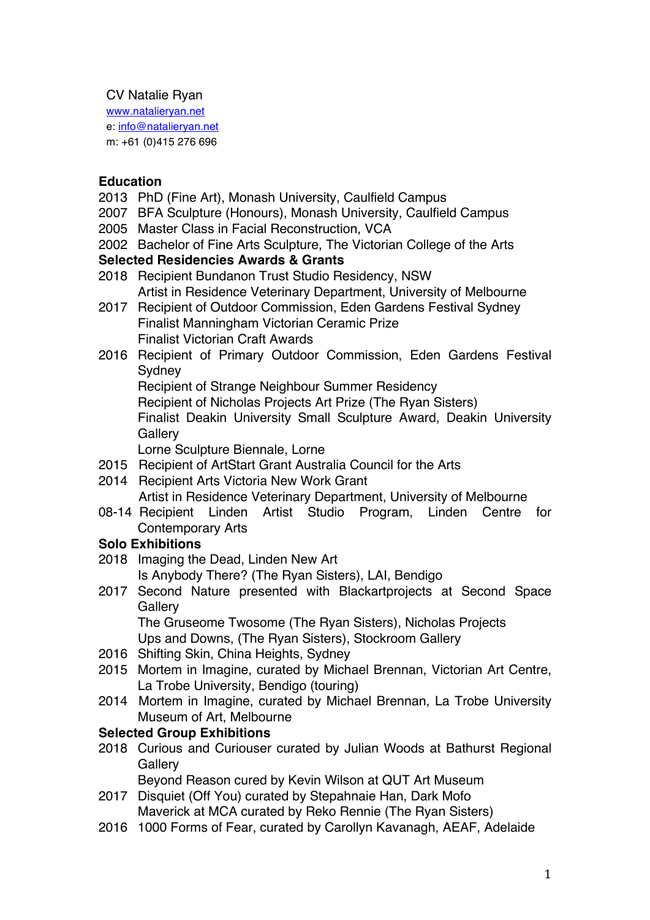CV Natalie Ryan
[www.natalieryan.net](http://www.natalieryan.net)
e: [info@natalieryan.net](mailto:info@natalieryan.net)
m: +61 (0)415 276 696

## Education

2013 PhD (Fine Art), Monash University, Caulfield Campus
2007 BFA Sculpture (Honours), Monash University, Caulfield Campus
2005 Master Class in Facial Reconstruction, VCA
2002 Bachelor of Fine Arts Sculpture, The Victorian College of the Arts

## Selected Residencies Awards & Grants

2018 Recipient Bundanon Trust Studio Residency, NSW
Artist in Residence Veterinary Department, University of Melbourne
2017 Recipient of Outdoor Commission, Eden Gardens Festival Sydney
Finalist Manningham Victorian Ceramic Prize
Finalist Victorian Craft Awards
2016 Recipient of Primary Outdoor Commission, Eden Gardens Festival Sydney
Recipient of Strange Neighbour Summer Residency
Recipient of Nicholas Projects Art Prize (The Ryan Sisters)
Finalist Deakin University Small Sculpture Award, Deakin University Gallery
Lorne Sculpture Biennale, Lorne
2015 Recipient of ArtStart Grant Australia Council for the Arts
2014 Recipient Arts Victoria New Work Grant
Artist in Residence Veterinary Department, University of Melbourne
08-14 Recipient Linden Artist Studio Program, Linden Centre for Contemporary Arts

## Solo Exhibitions

2018 Imaging the Dead, Linden New Art
Is Anybody There? (The Ryan Sisters), LAI, Bendigo
2017 Second Nature presented with Blackartprojects at Second Space Gallery
The Gruseome Twosome (The Ryan Sisters), Nicholas Projects
Ups and Downs, (The Ryan Sisters), Stockroom Gallery
2016 Shifting Skin, China Heights, Sydney
2015 Mortem in Imagine, curated by Michael Brennan, Victorian Art Centre, La Trobe University, Bendigo (touring)
2014 Mortem in Imagine, curated by Michael Brennan, La Trobe University Museum of Art, Melbourne

## Selected Group Exhibitions

2018 Curious and Curiouser curated by Julian Woods at Bathurst Regional Gallery
Beyond Reason cured by Kevin Wilson at QUT Art Museum
2017 Disquiet (Off You) curated by Stepahnaie Han, Dark Mofo
Maverick at MCA curated by Reko Rennie (The Ryan Sisters)
2016 1000 Forms of Fear, curated by Carollyn Kavanagh, AEAF, Adelaide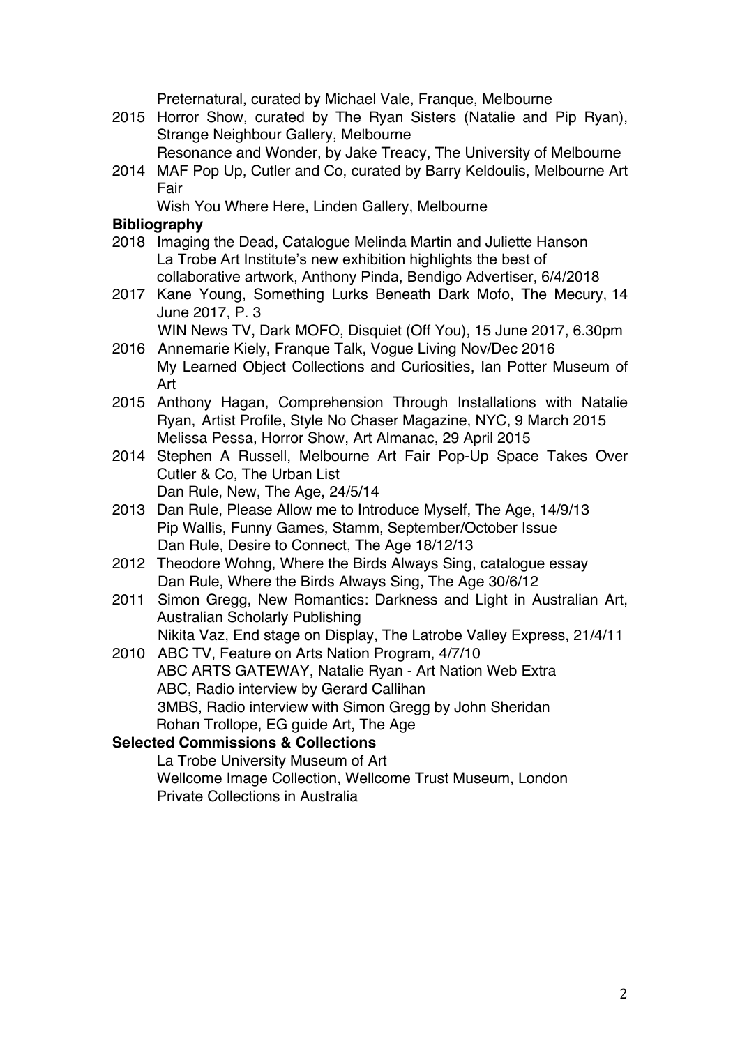Preternatural, curated by Michael Vale, Franque, Melbourne

2015 Horror Show, curated by The Ryan Sisters (Natalie and Pip Ryan), Strange Neighbour Gallery, Melbourne
Resonance and Wonder, by Jake Treacy, The University of Melbourne

2014 MAF Pop Up, Cutler and Co, curated by Barry Keldoulis, Melbourne Art Fair
Wish You Where Here, Linden Gallery, Melbourne

**Bibliography**

2018 Imaging the Dead, Catalogue Melinda Martin and Juliette Hanson
La Trobe Art Institute's new exhibition highlights the best of collaborative artwork, Anthony Pinda, Bendigo Advertiser, 6/4/2018

2017 Kane Young, Something Lurks Beneath Dark Mofo, The Mecury, 14 June 2017, P. 3
WIN News TV, Dark MOFO, Disquiet (Off You), 15 June 2017, 6.30pm

2016 Annemarie Kiely, Franque Talk, Vogue Living Nov/Dec 2016
My Learned Object Collections and Curiosities, Ian Potter Museum of Art

2015 Anthony Hagan, Comprehension Through Installations with Natalie Ryan, Artist Profile, Style No Chaser Magazine, NYC, 9 March 2015
Melissa Pessa, Horror Show, Art Almanac, 29 April 2015

2014 Stephen A Russell, Melbourne Art Fair Pop-Up Space Takes Over Cutler & Co, The Urban List
Dan Rule, New, The Age, 24/5/14

2013 Dan Rule, Please Allow me to Introduce Myself, The Age, 14/9/13
Pip Wallis, Funny Games, Stamm, September/October Issue
Dan Rule, Desire to Connect, The Age 18/12/13

2012 Theodore Wohng, Where the Birds Always Sing, catalogue essay
Dan Rule, Where the Birds Always Sing, The Age 30/6/12

2011 Simon Gregg, New Romantics: Darkness and Light in Australian Art, Australian Scholarly Publishing
Nikita Vaz, End stage on Display, The Latrobe Valley Express, 21/4/11

2010 ABC TV, Feature on Arts Nation Program, 4/7/10
ABC ARTS GATEWAY, Natalie Ryan - Art Nation Web Extra
ABC, Radio interview by Gerard Callihan
3MBS, Radio interview with Simon Gregg by John Sheridan
Rohan Trollope, EG guide Art, The Age

**Selected Commissions & Collections**

La Trobe University Museum of Art
Wellcome Image Collection, Wellcome Trust Museum, London
Private Collections in Australia